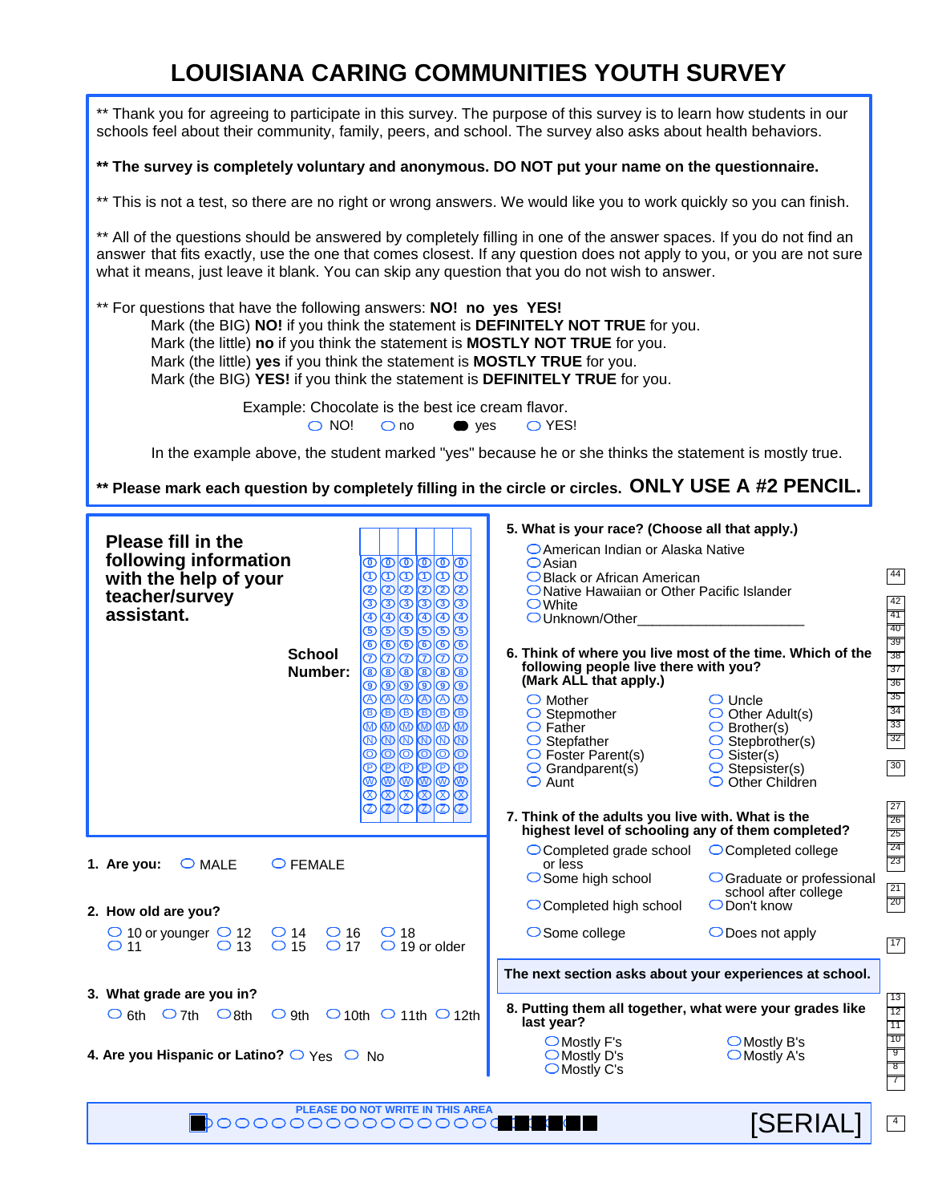# LOUISIANA CARING COMMUNITIES YOUTH SURVEY

** Thank you for agreeing to participate in this survey. The purpose of this survey is to learn how students in our schools feel about their community, family, peers, and school. The survey also asks about health behaviors.

**** The survey is completely voluntary and anonymous. DO NOT put your name on the questionnaire.**

** This is not a test, so there are no right or wrong answers. We would like you to work quickly so you can finish.

** All of the questions should be answered by completely filling in one of the answer spaces. If you do not find an answer that fits exactly, use the one that comes closest. If any question does not apply to you, or you are not sure what it means, just leave it blank. You can skip any question that you do not wish to answer.

** For questions that have the following answers: **NO! no yes YES!**

Mark (the BIG) **NO!** if you think the statement is **DEFINITELY NOT TRUE** for you.
Mark (the little) **no** if you think the statement is **MOSTLY NOT TRUE** for you.
Mark (the little) **yes** if you think the statement is **MOSTLY TRUE** for you.
Mark (the BIG) **YES!** if you think the statement is **DEFINITELY TRUE** for you.

Example: Chocolate is the best ice cream flavor.

- ○ NO!
- ○ no
- ● yes
- ○ YES!

In the example above, the student marked "yes" because he or she thinks the statement is mostly true.

**** Please mark each question by completely filling in the circle or circles. ONLY USE A #2 PENCIL.**

**Please fill in the following information with the help of your teacher/survey assistant.**

**School Number:** (6 columns, each with options: 0 1 2 3 4 5 6 7 8 9 A B M N O P W X Z)

**1. Are you:**
- ○ MALE
- ○ FEMALE

**2. How old are you?**
- ○ 10 or younger
- ○ 11
- ○ 12
- ○ 13
- ○ 14
- ○ 15
- ○ 16
- ○ 17
- ○ 18
- ○ 19 or older

**3. What grade are you in?**
- ○ 6th
- ○ 7th
- ○ 8th
- ○ 9th
- ○ 10th
- ○ 11th
- ○ 12th

**4. Are you Hispanic or Latino?**
- ○ Yes
- ○ No

**5. What is your race? (Choose all that apply.)**
- ○ American Indian or Alaska Native
- ○ Asian
- ○ Black or African American
- ○ Native Hawaiian or Other Pacific Islander
- ○ White
- ○ Unknown/Other______________________

**6. Think of where you live most of the time. Which of the following people live there with you? (Mark ALL that apply.)**
- ○ Mother
- ○ Stepmother
- ○ Father
- ○ Stepfather
- ○ Foster Parent(s)
- ○ Grandparent(s)
- ○ Aunt
- ○ Uncle
- ○ Other Adult(s)
- ○ Brother(s)
- ○ Stepbrother(s)
- ○ Sister(s)
- ○ Stepsister(s)
- ○ Other Children

**7. Think of the adults you live with. What is the highest level of schooling any of them completed?**
- ○ Completed grade school or less
- ○ Some high school
- ○ Completed high school
- ○ Some college
- ○ Completed college
- ○ Graduate or professional school after college
- ○ Don't know
- ○ Does not apply

**The next section asks about your experiences at school.**

**8. Putting them all together, what were your grades like last year?**
- ○ Mostly F's
- ○ Mostly D's
- ○ Mostly C's
- ○ Mostly B's
- ○ Mostly A's

PLEASE DO NOT WRITE IN THIS AREA

[SERIAL]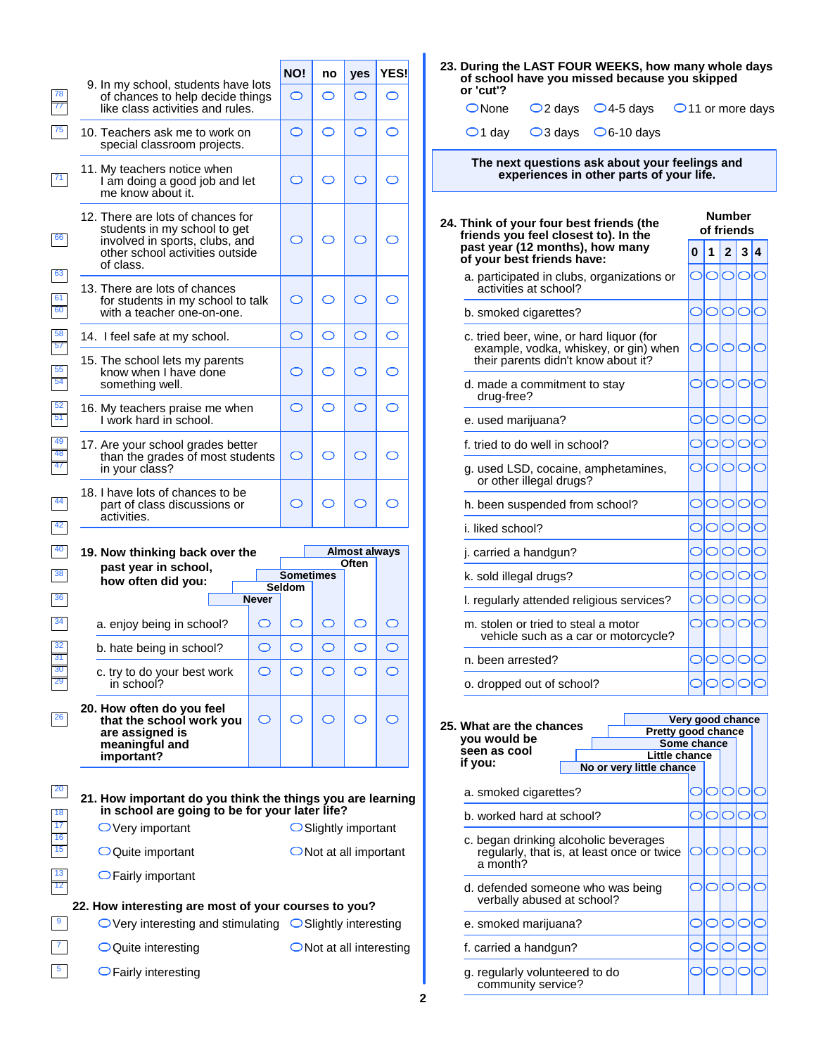| | NO! | no | yes | YES! |
|---|---|---|---|---|
| 9. In my school, students have lots of chances to help decide things like class activities and rules. | ⬭ | ⬭ | ⬭ | ⬭ |
| 10. Teachers ask me to work on special classroom projects. | ⬭ | ⬭ | ⬭ | ⬭ |
| 11. My teachers notice when I am doing a good job and let me know about it. | ⬭ | ⬭ | ⬭ | ⬭ |
| 12. There are lots of chances for students in my school to get involved in sports, clubs, and other school activities outside of class. | ⬭ | ⬭ | ⬭ | ⬭ |
| 13. There are lots of chances for students in my school to talk with a teacher one-on-one. | ⬭ | ⬭ | ⬭ | ⬭ |
| 14. I feel safe at my school. | ⬭ | ⬭ | ⬭ | ⬭ |
| 15. The school lets my parents know when I have done something well. | ⬭ | ⬭ | ⬭ | ⬭ |
| 16. My teachers praise me when I work hard in school. | ⬭ | ⬭ | ⬭ | ⬭ |
| 17. Are your school grades better than the grades of most students in your class? | ⬭ | ⬭ | ⬭ | ⬭ |
| 18. I have lots of chances to be part of class discussions or activities. | ⬭ | ⬭ | ⬭ | ⬭ |

**19. Now thinking back over the past year in school, how often did you:**

| | Never | Seldom | Sometimes | Often | Almost always |
|---|---|---|---|---|---|
| a. enjoy being in school? | ⬭ | ⬭ | ⬭ | ⬭ | ⬭ |
| b. hate being in school? | ⬭ | ⬭ | ⬭ | ⬭ | ⬭ |
| c. try to do your best work in school? | ⬭ | ⬭ | ⬭ | ⬭ | ⬭ |
| **20. How often do you feel that the school work you are assigned is meaningful and important?** | ⬭ | ⬭ | ⬭ | ⬭ | ⬭ |

**21. How important do you think the things you are learning in school are going to be for your later life?**

- ⬭ Very important
- ⬭ Quite important
- ⬭ Fairly important
- ⬭ Slightly important
- ⬭ Not at all important

**22. How interesting are most of your courses to you?**

- ⬭ Very interesting and stimulating
- ⬭ Quite interesting
- ⬭ Fairly interesting
- ⬭ Slightly interesting
- ⬭ Not at all interesting

**23. During the LAST FOUR WEEKS, how many whole days of school have you missed because you skipped or 'cut'?**

- ⬭ None
- ⬭ 1 day
- ⬭ 2 days
- ⬭ 3 days
- ⬭ 4-5 days
- ⬭ 6-10 days
- ⬭ 11 or more days

**The next questions ask about your feelings and experiences in other parts of your life.**

**24. Think of your four best friends (the friends you feel closest to). In the past year (12 months), how many of your best friends have:**

| Number of friends | 0 | 1 | 2 | 3 | 4 |
|---|---|---|---|---|---|
| a. participated in clubs, organizations or activities at school? | ⬭ | ⬭ | ⬭ | ⬭ | ⬭ |
| b. smoked cigarettes? | ⬭ | ⬭ | ⬭ | ⬭ | ⬭ |
| c. tried beer, wine, or hard liquor (for example, vodka, whiskey, or gin) when their parents didn't know about it? | ⬭ | ⬭ | ⬭ | ⬭ | ⬭ |
| d. made a commitment to stay drug-free? | ⬭ | ⬭ | ⬭ | ⬭ | ⬭ |
| e. used marijuana? | ⬭ | ⬭ | ⬭ | ⬭ | ⬭ |
| f. tried to do well in school? | ⬭ | ⬭ | ⬭ | ⬭ | ⬭ |
| g. used LSD, cocaine, amphetamines, or other illegal drugs? | ⬭ | ⬭ | ⬭ | ⬭ | ⬭ |
| h. been suspended from school? | ⬭ | ⬭ | ⬭ | ⬭ | ⬭ |
| i. liked school? | ⬭ | ⬭ | ⬭ | ⬭ | ⬭ |
| j. carried a handgun? | ⬭ | ⬭ | ⬭ | ⬭ | ⬭ |
| k. sold illegal drugs? | ⬭ | ⬭ | ⬭ | ⬭ | ⬭ |
| l. regularly attended religious services? | ⬭ | ⬭ | ⬭ | ⬭ | ⬭ |
| m. stolen or tried to steal a motor vehicle such as a car or motorcycle? | ⬭ | ⬭ | ⬭ | ⬭ | ⬭ |
| n. been arrested? | ⬭ | ⬭ | ⬭ | ⬭ | ⬭ |
| o. dropped out of school? | ⬭ | ⬭ | ⬭ | ⬭ | ⬭ |

**25. What are the chances you would be seen as cool if you:**

| | No or very little chance | Little chance | Some chance | Pretty good chance | Very good chance |
|---|---|---|---|---|---|
| a. smoked cigarettes? | ⬭ | ⬭ | ⬭ | ⬭ | ⬭ |
| b. worked hard at school? | ⬭ | ⬭ | ⬭ | ⬭ | ⬭ |
| c. began drinking alcoholic beverages regularly, that is, at least once or twice a month? | ⬭ | ⬭ | ⬭ | ⬭ | ⬭ |
| d. defended someone who was being verbally abused at school? | ⬭ | ⬭ | ⬭ | ⬭ | ⬭ |
| e. smoked marijuana? | ⬭ | ⬭ | ⬭ | ⬭ | ⬭ |
| f. carried a handgun? | ⬭ | ⬭ | ⬭ | ⬭ | ⬭ |
| g. regularly volunteered to do community service? | ⬭ | ⬭ | ⬭ | ⬭ | ⬭ |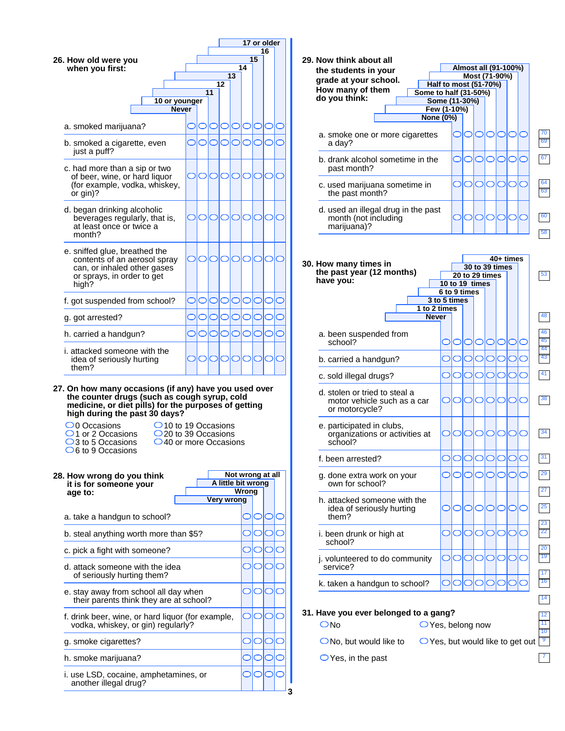**26. How old were you when you first:**

| | Never | 10 or younger | 11 | 12 | 13 | 14 | 15 | 16 | 17 or older |
|---|---|---|---|---|---|---|---|---|---|
| a. smoked marijuana? | ○ | ○ | ○ | ○ | ○ | ○ | ○ | ○ | ○ |
| b. smoked a cigarette, even just a puff? | ○ | ○ | ○ | ○ | ○ | ○ | ○ | ○ | ○ |
| c. had more than a sip or two of beer, wine, or hard liquor (for example, vodka, whiskey, or gin)? | ○ | ○ | ○ | ○ | ○ | ○ | ○ | ○ | ○ |
| d. began drinking alcoholic beverages regularly, that is, at least once or twice a month? | ○ | ○ | ○ | ○ | ○ | ○ | ○ | ○ | ○ |
| e. sniffed glue, breathed the contents of an aerosol spray can, or inhaled other gases or sprays, in order to get high? | ○ | ○ | ○ | ○ | ○ | ○ | ○ | ○ | ○ |
| f. got suspended from school? | ○ | ○ | ○ | ○ | ○ | ○ | ○ | ○ | ○ |
| g. got arrested? | ○ | ○ | ○ | ○ | ○ | ○ | ○ | ○ | ○ |
| h. carried a handgun? | ○ | ○ | ○ | ○ | ○ | ○ | ○ | ○ | ○ |
| i. attacked someone with the idea of seriously hurting them? | ○ | ○ | ○ | ○ | ○ | ○ | ○ | ○ | ○ |

**27. On how many occasions (if any) have you used over the counter drugs (such as cough syrup, cold medicine, or diet pills) for the purposes of getting high during the past 30 days?**

- ○ 0 Occasions
- ○ 1 or 2 Occasions
- ○ 3 to 5 Occasions
- ○ 6 to 9 Occasions
- ○ 10 to 19 Occasions
- ○ 20 to 39 Occasions
- ○ 40 or more Occasions

**28. How wrong do you think it is for someone your age to:**

| | Very wrong | Wrong | A little bit wrong | Not wrong at all |
|---|---|---|---|---|
| a. take a handgun to school? | ○ | ○ | ○ | ○ |
| b. steal anything worth more than $5? | ○ | ○ | ○ | ○ |
| c. pick a fight with someone? | ○ | ○ | ○ | ○ |
| d. attack someone with the idea of seriously hurting them? | ○ | ○ | ○ | ○ |
| e. stay away from school all day when their parents think they are at school? | ○ | ○ | ○ | ○ |
| f. drink beer, wine, or hard liquor (for example, vodka, whiskey, or gin) regularly? | ○ | ○ | ○ | ○ |
| g. smoke cigarettes? | ○ | ○ | ○ | ○ |
| h. smoke marijuana? | ○ | ○ | ○ | ○ |
| i. use LSD, cocaine, amphetamines, or another illegal drug? | ○ | ○ | ○ | ○ |

**29. Now think about all the students in your grade at your school. How many of them do you think:**

| | None (0%) | Few (1-10%) | Some (11-30%) | Some to half (31-50%) | Half to most (51-70%) | Most (71-90%) | Almost all (91-100%) |
|---|---|---|---|---|---|---|---|
| a. smoke one or more cigarettes a day? | ○ | ○ | ○ | ○ | ○ | ○ | ○ |
| b. drank alcohol sometime in the past month? | ○ | ○ | ○ | ○ | ○ | ○ | ○ |
| c. used marijuana sometime in the past month? | ○ | ○ | ○ | ○ | ○ | ○ | ○ |
| d. used an illegal drug in the past month (not including marijuana)? | ○ | ○ | ○ | ○ | ○ | ○ | ○ |

**30. How many times in the past year (12 months) have you:**

| | Never | 1 to 2 times | 3 to 5 times | 6 to 9 times | 10 to 19 times | 20 to 29 times | 30 to 39 times | 40+ times |
|---|---|---|---|---|---|---|---|---|
| a. been suspended from school? | ○ | ○ | ○ | ○ | ○ | ○ | ○ | ○ |
| b. carried a handgun? | ○ | ○ | ○ | ○ | ○ | ○ | ○ | ○ |
| c. sold illegal drugs? | ○ | ○ | ○ | ○ | ○ | ○ | ○ | ○ |
| d. stolen or tried to steal a motor vehicle such as a car or motorcycle? | ○ | ○ | ○ | ○ | ○ | ○ | ○ | ○ |
| e. participated in clubs, organizations or activities at school? | ○ | ○ | ○ | ○ | ○ | ○ | ○ | ○ |
| f. been arrested? | ○ | ○ | ○ | ○ | ○ | ○ | ○ | ○ |
| g. done extra work on your own for school? | ○ | ○ | ○ | ○ | ○ | ○ | ○ | ○ |
| h. attacked someone with the idea of seriously hurting them? | ○ | ○ | ○ | ○ | ○ | ○ | ○ | ○ |
| i. been drunk or high at school? | ○ | ○ | ○ | ○ | ○ | ○ | ○ | ○ |
| j. volunteered to do community service? | ○ | ○ | ○ | ○ | ○ | ○ | ○ | ○ |
| k. taken a handgun to school? | ○ | ○ | ○ | ○ | ○ | ○ | ○ | ○ |

**31. Have you ever belonged to a gang?**

- ○ No
- ○ No, but would like to
- ○ Yes, in the past
- ○ Yes, belong now
- ○ Yes, but would like to get out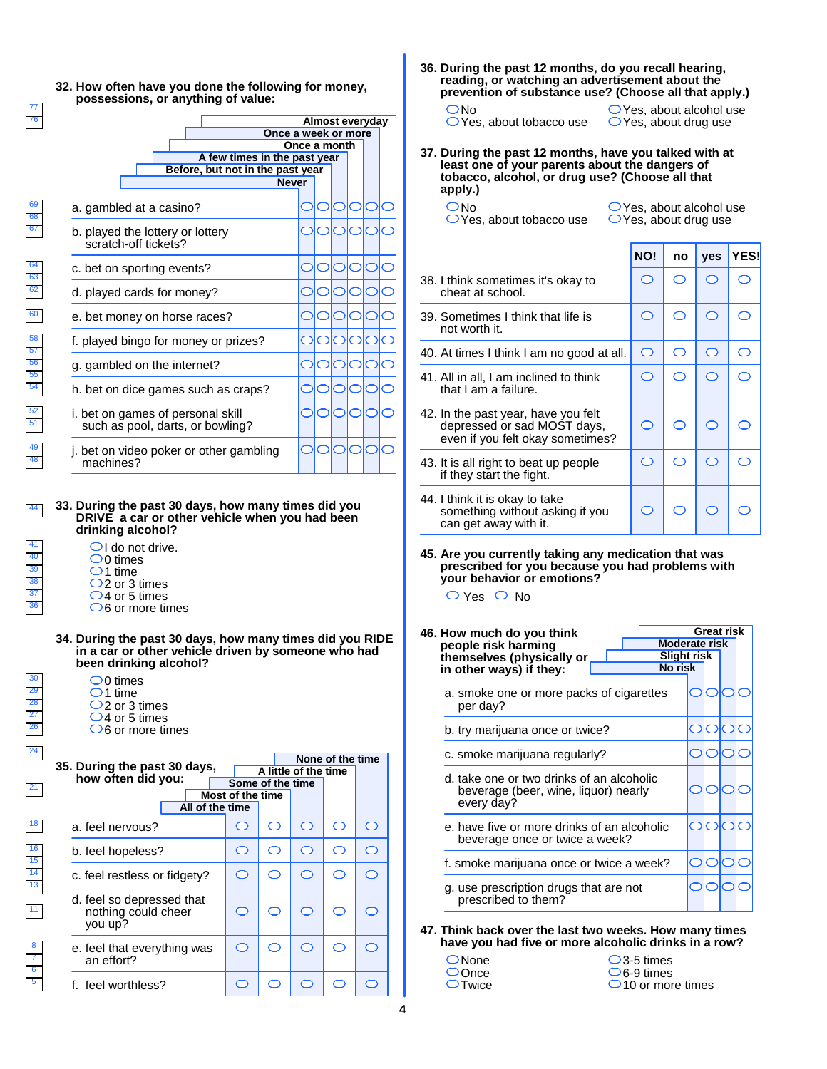**32. How often have you done the following for money, possessions, or anything of value:**

| | Never | Before, but not in the past year | A few times in the past year | Once a month | Once a week or more | Almost everyday |
|---|---|---|---|---|---|---|
| a. gambled at a casino? | ○ | ○ | ○ | ○ | ○ | ○ |
| b. played the lottery or lottery scratch-off tickets? | ○ | ○ | ○ | ○ | ○ | ○ |
| c. bet on sporting events? | ○ | ○ | ○ | ○ | ○ | ○ |
| d. played cards for money? | ○ | ○ | ○ | ○ | ○ | ○ |
| e. bet money on horse races? | ○ | ○ | ○ | ○ | ○ | ○ |
| f. played bingo for money or prizes? | ○ | ○ | ○ | ○ | ○ | ○ |
| g. gambled on the internet? | ○ | ○ | ○ | ○ | ○ | ○ |
| h. bet on dice games such as craps? | ○ | ○ | ○ | ○ | ○ | ○ |
| i. bet on games of personal skill such as pool, darts, or bowling? | ○ | ○ | ○ | ○ | ○ | ○ |
| j. bet on video poker or other gambling machines? | ○ | ○ | ○ | ○ | ○ | ○ |

**33. During the past 30 days, how many times did you DRIVE a car or other vehicle when you had been drinking alcohol?**

- ○ I do not drive.
- ○ 0 times
- ○ 1 time
- ○ 2 or 3 times
- ○ 4 or 5 times
- ○ 6 or more times

**34. During the past 30 days, how many times did you RIDE in a car or other vehicle driven by someone who had been drinking alcohol?**

- ○ 0 times
- ○ 1 time
- ○ 2 or 3 times
- ○ 4 or 5 times
- ○ 6 or more times

**35. During the past 30 days, how often did you:**

| | All of the time | Most of the time | Some of the time | A little of the time | None of the time |
|---|---|---|---|---|---|
| a. feel nervous? | ○ | ○ | ○ | ○ | ○ |
| b. feel hopeless? | ○ | ○ | ○ | ○ | ○ |
| c. feel restless or fidgety? | ○ | ○ | ○ | ○ | ○ |
| d. feel so depressed that nothing could cheer you up? | ○ | ○ | ○ | ○ | ○ |
| e. feel that everything was an effort? | ○ | ○ | ○ | ○ | ○ |
| f. feel worthless? | ○ | ○ | ○ | ○ | ○ |

**36. During the past 12 months, do you recall hearing, reading, or watching an advertisement about the prevention of substance use? (Choose all that apply.)**

- ○ No
- ○ Yes, about tobacco use
- ○ Yes, about alcohol use
- ○ Yes, about drug use

**37. During the past 12 months, have you talked with at least one of your parents about the dangers of tobacco, alcohol, or drug use? (Choose all that apply.)**

- ○ No
- ○ Yes, about tobacco use
- ○ Yes, about alcohol use
- ○ Yes, about drug use

| | NO! | no | yes | YES! |
|---|---|---|---|---|
| 38. I think sometimes it's okay to cheat at school. | ○ | ○ | ○ | ○ |
| 39. Sometimes I think that life is not worth it. | ○ | ○ | ○ | ○ |
| 40. At times I think I am no good at all. | ○ | ○ | ○ | ○ |
| 41. All in all, I am inclined to think that I am a failure. | ○ | ○ | ○ | ○ |
| 42. In the past year, have you felt depressed or sad MOST days, even if you felt okay sometimes? | ○ | ○ | ○ | ○ |
| 43. It is all right to beat up people if they start the fight. | ○ | ○ | ○ | ○ |
| 44. I think it is okay to take something without asking if you can get away with it. | ○ | ○ | ○ | ○ |

**45. Are you currently taking any medication that was prescribed for you because you had problems with your behavior or emotions?**

○ Yes ○ No

**46. How much do you think people risk harming themselves (physically or in other ways) if they:**

| | No risk | Slight risk | Moderate risk | Great risk |
|---|---|---|---|---|
| a. smoke one or more packs of cigarettes per day? | ○ | ○ | ○ | ○ |
| b. try marijuana once or twice? | ○ | ○ | ○ | ○ |
| c. smoke marijuana regularly? | ○ | ○ | ○ | ○ |
| d. take one or two drinks of an alcoholic beverage (beer, wine, liquor) nearly every day? | ○ | ○ | ○ | ○ |
| e. have five or more drinks of an alcoholic beverage once or twice a week? | ○ | ○ | ○ | ○ |
| f. smoke marijuana once or twice a week? | ○ | ○ | ○ | ○ |
| g. use prescription drugs that are not prescribed to them? | ○ | ○ | ○ | ○ |

**47. Think back over the last two weeks. How many times have you had five or more alcoholic drinks in a row?**

- ○ None
- ○ Once
- ○ Twice
- ○ 3-5 times
- ○ 6-9 times
- ○ 10 or more times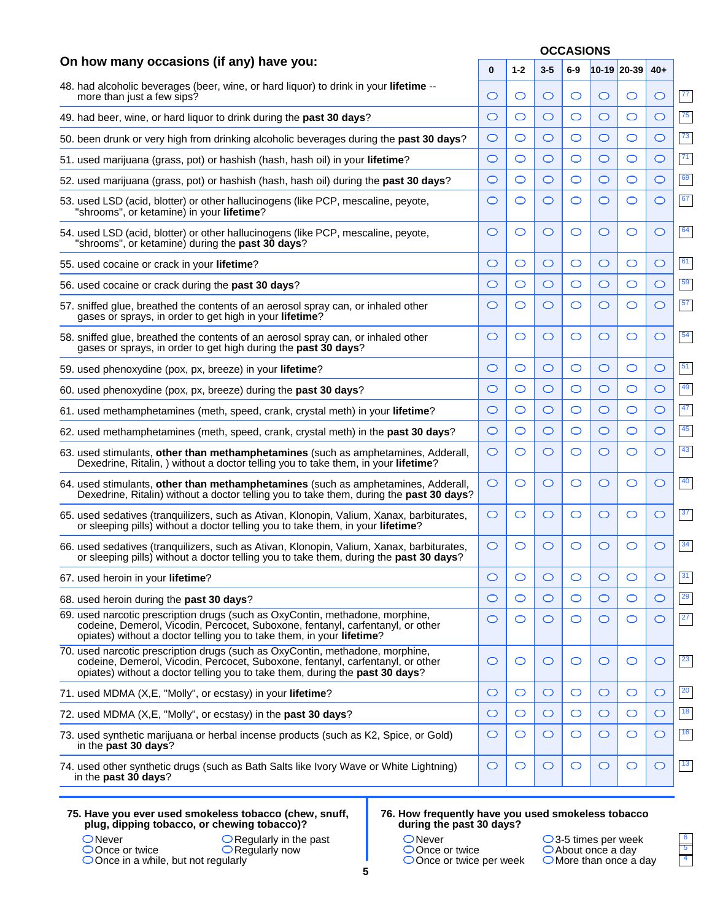## On how many occasions (if any) have you:

| | OCCASIONS | | | | | | |
|---|---|---|---|---|---|---|---|
| | 0 | 1-2 | 3-5 | 6-9 | 10-19 | 20-39 | 40+ |
| 48. had alcoholic beverages (beer, wine, or hard liquor) to drink in your **lifetime** -- more than just a few sips? | ○ | ○ | ○ | ○ | ○ | ○ | ○ |
| 49. had beer, wine, or hard liquor to drink during the **past 30 days**? | ○ | ○ | ○ | ○ | ○ | ○ | ○ |
| 50. been drunk or very high from drinking alcoholic beverages during the **past 30 days**? | ○ | ○ | ○ | ○ | ○ | ○ | ○ |
| 51. used marijuana (grass, pot) or hashish (hash, hash oil) in your **lifetime**? | ○ | ○ | ○ | ○ | ○ | ○ | ○ |
| 52. used marijuana (grass, pot) or hashish (hash, hash oil) during the **past 30 days**? | ○ | ○ | ○ | ○ | ○ | ○ | ○ |
| 53. used LSD (acid, blotter) or other hallucinogens (like PCP, mescaline, peyote, "shrooms", or ketamine) in your **lifetime**? | ○ | ○ | ○ | ○ | ○ | ○ | ○ |
| 54. used LSD (acid, blotter) or other hallucinogens (like PCP, mescaline, peyote, "shrooms", or ketamine) during the **past 30 days**? | ○ | ○ | ○ | ○ | ○ | ○ | ○ |
| 55. used cocaine or crack in your **lifetime**? | ○ | ○ | ○ | ○ | ○ | ○ | ○ |
| 56. used cocaine or crack during the **past 30 days**? | ○ | ○ | ○ | ○ | ○ | ○ | ○ |
| 57. sniffed glue, breathed the contents of an aerosol spray can, or inhaled other gases or sprays, in order to get high in your **lifetime**? | ○ | ○ | ○ | ○ | ○ | ○ | ○ |
| 58. sniffed glue, breathed the contents of an aerosol spray can, or inhaled other gases or sprays, in order to get high during the **past 30 days**? | ○ | ○ | ○ | ○ | ○ | ○ | ○ |
| 59. used phenoxydine (pox, px, breeze) in your **lifetime**? | ○ | ○ | ○ | ○ | ○ | ○ | ○ |
| 60. used phenoxydine (pox, px, breeze) during the **past 30 days**? | ○ | ○ | ○ | ○ | ○ | ○ | ○ |
| 61. used methamphetamines (meth, speed, crank, crystal meth) in your **lifetime**? | ○ | ○ | ○ | ○ | ○ | ○ | ○ |
| 62. used methamphetamines (meth, speed, crank, crystal meth) in the **past 30 days**? | ○ | ○ | ○ | ○ | ○ | ○ | ○ |
| 63. used stimulants, **other than methamphetamines** (such as amphetamines, Adderall, Dexedrine, Ritalin, ) without a doctor telling you to take them, in your **lifetime**? | ○ | ○ | ○ | ○ | ○ | ○ | ○ |
| 64. used stimulants, **other than methamphetamines** (such as amphetamines, Adderall, Dexedrine, Ritalin) without a doctor telling you to take them, during the **past 30 days**? | ○ | ○ | ○ | ○ | ○ | ○ | ○ |
| 65. used sedatives (tranquilizers, such as Ativan, Klonopin, Valium, Xanax, barbiturates, or sleeping pills) without a doctor telling you to take them, in your **lifetime**? | ○ | ○ | ○ | ○ | ○ | ○ | ○ |
| 66. used sedatives (tranquilizers, such as Ativan, Klonopin, Valium, Xanax, barbiturates, or sleeping pills) without a doctor telling you to take them, during the **past 30 days**? | ○ | ○ | ○ | ○ | ○ | ○ | ○ |
| 67. used heroin in your **lifetime**? | ○ | ○ | ○ | ○ | ○ | ○ | ○ |
| 68. used heroin during the **past 30 days**? | ○ | ○ | ○ | ○ | ○ | ○ | ○ |
| 69. used narcotic prescription drugs (such as OxyContin, methadone, morphine, codeine, Demerol, Vicodin, Percocet, Suboxone, fentanyl, carfentanyl, or other opiates) without a doctor telling you to take them, in your **lifetime**? | ○ | ○ | ○ | ○ | ○ | ○ | ○ |
| 70. used narcotic prescription drugs (such as OxyContin, methadone, morphine, codeine, Demerol, Vicodin, Percocet, Suboxone, fentanyl, carfentanyl, or other opiates) without a doctor telling you to take them, during the **past 30 days**? | ○ | ○ | ○ | ○ | ○ | ○ | ○ |
| 71. used MDMA (X,E, "Molly", or ecstasy) in your **lifetime**? | ○ | ○ | ○ | ○ | ○ | ○ | ○ |
| 72. used MDMA (X,E, "Molly", or ecstasy) in the **past 30 days**? | ○ | ○ | ○ | ○ | ○ | ○ | ○ |
| 73. used synthetic marijuana or herbal incense products (such as K2, Spice, or Gold) in the **past 30 days**? | ○ | ○ | ○ | ○ | ○ | ○ | ○ |
| 74. used other synthetic drugs (such as Bath Salts like Ivory Wave or White Lightning) in the **past 30 days**? | ○ | ○ | ○ | ○ | ○ | ○ | ○ |

**75. Have you ever used smokeless tobacco (chew, snuff, plug, dipping tobacco, or chewing tobacco)?**

- ○ Never
- ○ Once or twice
- ○ Once in a while, but not regularly
- ○ Regularly in the past
- ○ Regularly now

**76. How frequently have you used smokeless tobacco during the past 30 days?**

- ○ Never
- ○ Once or twice
- ○ Once or twice per week
- ○ 3-5 times per week
- ○ About once a day
- ○ More than once a day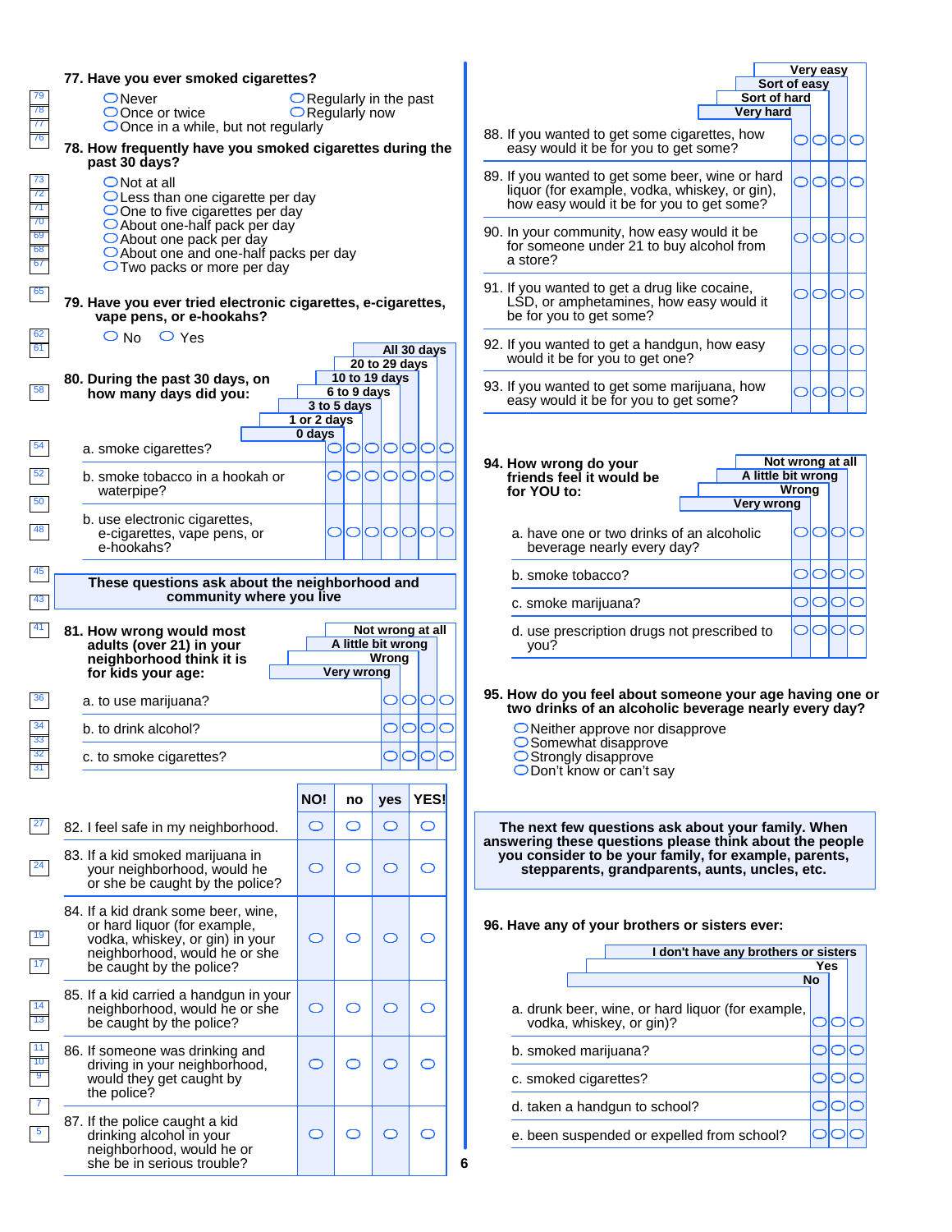**77. Have you ever smoked cigarettes?**

- ○ Never
- ○ Once or twice
- ○ Once in a while, but not regularly
- ○ Regularly in the past
- ○ Regularly now

**78. How frequently have you smoked cigarettes during the past 30 days?**

- ○ Not at all
- ○ Less than one cigarette per day
- ○ One to five cigarettes per day
- ○ About one-half pack per day
- ○ About one pack per day
- ○ About one and one-half packs per day
- ○ Two packs or more per day

**79. Have you ever tried electronic cigarettes, e-cigarettes, vape pens, or e-hookahs?**

○ No ○ Yes

**80. During the past 30 days, on how many days did you:**

| | 0 days | 1 or 2 days | 3 to 5 days | 6 to 9 days | 10 to 19 days | 20 to 29 days | All 30 days |
|---|---|---|---|---|---|---|---|
| a. smoke cigarettes? | ○ | ○ | ○ | ○ | ○ | ○ | ○ |
| b. smoke tobacco in a hookah or waterpipe? | ○ | ○ | ○ | ○ | ○ | ○ | ○ |
| b. use electronic cigarettes, e-cigarettes, vape pens, or e-hookahs? | ○ | ○ | ○ | ○ | ○ | ○ | ○ |

**These questions ask about the neighborhood and community where you live**

**81. How wrong would most adults (over 21) in your neighborhood think it is for kids your age:**

| | Very wrong | Wrong | A little bit wrong | Not wrong at all |
|---|---|---|---|---|
| a. to use marijuana? | ○ | ○ | ○ | ○ |
| b. to drink alcohol? | ○ | ○ | ○ | ○ |
| c. to smoke cigarettes? | ○ | ○ | ○ | ○ |

| | NO! | no | yes | YES! |
|---|---|---|---|---|
| 82. I feel safe in my neighborhood. | ○ | ○ | ○ | ○ |
| 83. If a kid smoked marijuana in your neighborhood, would he or she be caught by the police? | ○ | ○ | ○ | ○ |
| 84. If a kid drank some beer, wine, or hard liquor (for example, vodka, whiskey, or gin) in your neighborhood, would he or she be caught by the police? | ○ | ○ | ○ | ○ |
| 85. If a kid carried a handgun in your neighborhood, would he or she be caught by the police? | ○ | ○ | ○ | ○ |
| 86. If someone was drinking and driving in your neighborhood, would they get caught by the police? | ○ | ○ | ○ | ○ |
| 87. If the police caught a kid drinking alcohol in your neighborhood, would he or she be in serious trouble? | ○ | ○ | ○ | ○ |

| | Very hard | Sort of hard | Sort of easy | Very easy |
|---|---|---|---|---|
| 88. If you wanted to get some cigarettes, how easy would it be for you to get some? | ○ | ○ | ○ | ○ |
| 89. If you wanted to get some beer, wine or hard liquor (for example, vodka, whiskey, or gin), how easy would it be for you to get some? | ○ | ○ | ○ | ○ |
| 90. In your community, how easy would it be for someone under 21 to buy alcohol from a store? | ○ | ○ | ○ | ○ |
| 91. If you wanted to get a drug like cocaine, LSD, or amphetamines, how easy would it be for you to get some? | ○ | ○ | ○ | ○ |
| 92. If you wanted to get a handgun, how easy would it be for you to get one? | ○ | ○ | ○ | ○ |
| 93. If you wanted to get some marijuana, how easy would it be for you to get some? | ○ | ○ | ○ | ○ |

**94. How wrong do your friends feel it would be for YOU to:**

| | Very wrong | Wrong | A little bit wrong | Not wrong at all |
|---|---|---|---|---|
| a. have one or two drinks of an alcoholic beverage nearly every day? | ○ | ○ | ○ | ○ |
| b. smoke tobacco? | ○ | ○ | ○ | ○ |
| c. smoke marijuana? | ○ | ○ | ○ | ○ |
| d. use prescription drugs not prescribed to you? | ○ | ○ | ○ | ○ |

**95. How do you feel about someone your age having one or two drinks of an alcoholic beverage nearly every day?**

- ○ Neither approve nor disapprove
- ○ Somewhat disapprove
- ○ Strongly disapprove
- ○ Don't know or can't say

**The next few questions ask about your family. When answering these questions please think about the people you consider to be your family, for example, parents, stepparents, grandparents, aunts, uncles, etc.**

**96. Have any of your brothers or sisters ever:**

| | No | Yes | I don't have any brothers or sisters |
|---|---|---|---|
| a. drunk beer, wine, or hard liquor (for example, vodka, whiskey, or gin)? | ○ | ○ | ○ |
| b. smoked marijuana? | ○ | ○ | ○ |
| c. smoked cigarettes? | ○ | ○ | ○ |
| d. taken a handgun to school? | ○ | ○ | ○ |
| e. been suspended or expelled from school? | ○ | ○ | ○ |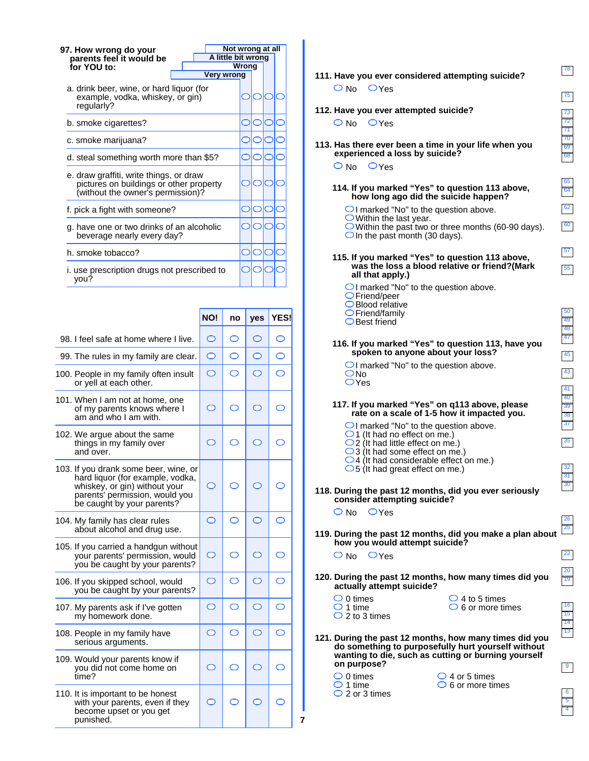**97. How wrong do your parents feel it would be for YOU to:**

| | Very wrong | Wrong | A little bit wrong | Not wrong at all |
|---|---|---|---|---|
| a. drink beer, wine, or hard liquor (for example, vodka, whiskey, or gin) regularly? | ○ | ○ | ○ | ○ |
| b. smoke cigarettes? | ○ | ○ | ○ | ○ |
| c. smoke marijuana? | ○ | ○ | ○ | ○ |
| d. steal something worth more than $5? | ○ | ○ | ○ | ○ |
| e. draw graffiti, write things, or draw pictures on buildings or other property (without the owner's permission)? | ○ | ○ | ○ | ○ |
| f. pick a fight with someone? | ○ | ○ | ○ | ○ |
| g. have one or two drinks of an alcoholic beverage nearly every day? | ○ | ○ | ○ | ○ |
| h. smoke tobacco? | ○ | ○ | ○ | ○ |
| i. use prescription drugs not prescribed to you? | ○ | ○ | ○ | ○ |

| | NO! | no | yes | YES! |
|---|---|---|---|---|
| 98. I feel safe at home where I live. | ○ | ○ | ○ | ○ |
| 99. The rules in my family are clear. | ○ | ○ | ○ | ○ |
| 100. People in my family often insult or yell at each other. | ○ | ○ | ○ | ○ |
| 101. When I am not at home, one of my parents knows where I am and who I am with. | ○ | ○ | ○ | ○ |
| 102. We argue about the same things in my family over and over. | ○ | ○ | ○ | ○ |
| 103. If you drank some beer, wine, or hard liquor (for example, vodka, whiskey, or gin) without your parents' permission, would you be caught by your parents? | ○ | ○ | ○ | ○ |
| 104. My family has clear rules about alcohol and drug use. | ○ | ○ | ○ | ○ |
| 105. If you carried a handgun without your parents' permission, would you be caught by your parents? | ○ | ○ | ○ | ○ |
| 106. If you skipped school, would you be caught by your parents? | ○ | ○ | ○ | ○ |
| 107. My parents ask if I've gotten my homework done. | ○ | ○ | ○ | ○ |
| 108. People in my family have serious arguments. | ○ | ○ | ○ | ○ |
| 109. Would your parents know if you did not come home on time? | ○ | ○ | ○ | ○ |
| 110. It is important to be honest with your parents, even if they become upset or you get punished. | ○ | ○ | ○ | ○ |

**111. Have you ever considered attempting suicide?**

○ No ○ Yes

**112. Have you ever attempted suicide?**

○ No ○ Yes

**113. Has there ever been a time in your life when you experienced a loss by suicide?**

○ No ○ Yes

**114. If you marked "Yes" to question 113 above, how long ago did the suicide happen?**

- ○ I marked "No" to the question above.
- ○ Within the last year.
- ○ Within the past two or three months (60-90 days).
- ○ In the past month (30 days).

**115. If you marked "Yes" to question 113 above, was the loss a blood relative or friend?(Mark all that apply.)**

- ○ I marked "No" to the question above.
- ○ Friend/peer
- ○ Blood relative
- ○ Friend/family
- ○ Best friend

**116. If you marked "Yes" to question 113, have you spoken to anyone about your loss?**

- ○ I marked "No" to the question above.
- ○ No
- ○ Yes

**117. If you marked "Yes" on q113 above, please rate on a scale of 1-5 how it impacted you.**

- ○ I marked "No" to the question above.
- ○ 1 (It had no effect on me.)
- ○ 2 (It had little effect on me.)
- ○ 3 (It had some effect on me.)
- ○ 4 (It had considerable effect on me.)
- ○ 5 (It had great effect on me.)

**118. During the past 12 months, did you ever seriously consider attempting suicide?**

○ No ○ Yes

**119. During the past 12 months, did you make a plan about how you would attempt suicide?**

○ No ○ Yes

**120. During the past 12 months, how many times did you actually attempt suicide?**

- ○ 0 times
- ○ 1 time
- ○ 2 to 3 times
- ○ 4 to 5 times
- ○ 6 or more times

**121. During the past 12 months, how many times did you do something to purposefully hurt yourself without wanting to die, such as cutting or burning yourself on purpose?**

- ○ 0 times
- ○ 1 time
- ○ 2 or 3 times
- ○ 4 or 5 times
- ○ 6 or more times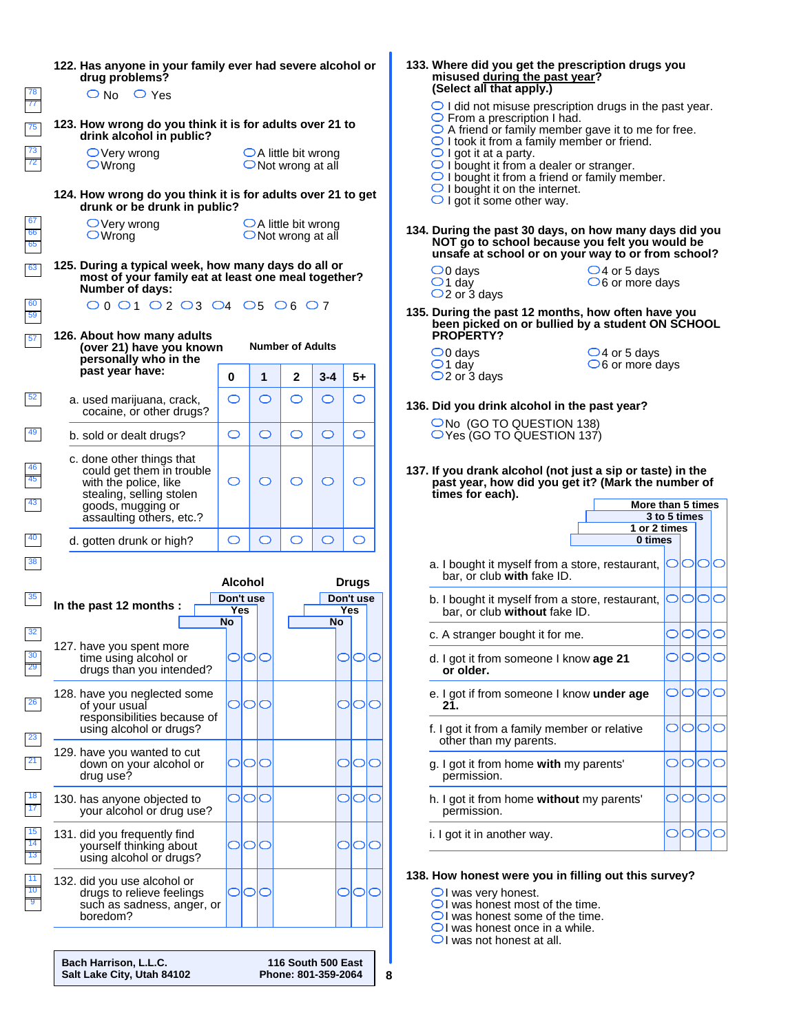**122. Has anyone in your family ever had severe alcohol or drug problems?**

- ○ No
- ○ Yes

**123. How wrong do you think it is for adults over 21 to drink alcohol in public?**

- ○ Very wrong
- ○ Wrong
- ○ A little bit wrong
- ○ Not wrong at all

**124. How wrong do you think it is for adults over 21 to get drunk or be drunk in public?**

- ○ Very wrong
- ○ Wrong
- ○ A little bit wrong
- ○ Not wrong at all

**125. During a typical week, how many days do all or most of your family eat at least one meal together? Number of days:**

○ 0 ○ 1 ○ 2 ○ 3 ○ 4 ○ 5 ○ 6 ○ 7

**126. About how many adults (over 21) have you known personally who in the past year have:**

| Number of Adults | 0 | 1 | 2 | 3-4 | 5+ |
|---|---|---|---|---|---|
| a. used marijuana, crack, cocaine, or other drugs? | ○ | ○ | ○ | ○ | ○ |
| b. sold or dealt drugs? | ○ | ○ | ○ | ○ | ○ |
| c. done other things that could get them in trouble with the police, like stealing, selling stolen goods, mugging or assaulting others, etc.? | ○ | ○ | ○ | ○ | ○ |
| d. gotten drunk or high? | ○ | ○ | ○ | ○ | ○ |

**In the past 12 months :**

| | Alcohol | | | Drugs | | |
|---|---|---|---|---|---|---|
| | No | Yes | Don't use | No | Yes | Don't use |
| 127. have you spent more time using alcohol or drugs than you intended? | ○ | ○ | ○ | ○ | ○ | ○ |
| 128. have you neglected some of your usual responsibilities because of using alcohol or drugs? | ○ | ○ | ○ | ○ | ○ | ○ |
| 129. have you wanted to cut down on your alcohol or drug use? | ○ | ○ | ○ | ○ | ○ | ○ |
| 130. has anyone objected to your alcohol or drug use? | ○ | ○ | ○ | ○ | ○ | ○ |
| 131. did you frequently find yourself thinking about using alcohol or drugs? | ○ | ○ | ○ | ○ | ○ | ○ |
| 132. did you use alcohol or drugs to relieve feelings such as sadness, anger, or boredom? | ○ | ○ | ○ | ○ | ○ | ○ |

**133. Where did you get the prescription drugs you misused <u>during the past year</u>? (Select all that apply.)**

- ○ I did not misuse prescription drugs in the past year.
- ○ From a prescription I had.
- ○ A friend or family member gave it to me for free.
- ○ I took it from a family member or friend.
- ○ I got it at a party.
- ○ I bought it from a dealer or stranger.
- ○ I bought it from a friend or family member.
- ○ I bought it on the internet.
- ○ I got it some other way.

**134. During the past 30 days, on how many days did you NOT go to school because you felt you would be unsafe at school or on your way to or from school?**

- ○ 0 days
- ○ 1 day
- ○ 2 or 3 days
- ○ 4 or 5 days
- ○ 6 or more days

**135. During the past 12 months, how often have you been picked on or bullied by a student ON SCHOOL PROPERTY?**

- ○ 0 days
- ○ 1 day
- ○ 2 or 3 days
- ○ 4 or 5 days
- ○ 6 or more days

**136. Did you drink alcohol in the past year?**

- ○ No (GO TO QUESTION 138)
- ○ Yes (GO TO QUESTION 137)

**137. If you drank alcohol (not just a sip or taste) in the past year, how did you get it? (Mark the number of times for each).**

| | 0 times | 1 or 2 times | 3 to 5 times | More than 5 times |
|---|---|---|---|---|
| a. I bought it myself from a store, restaurant, bar, or club **with** fake ID. | ○ | ○ | ○ | ○ |
| b. I bought it myself from a store, restaurant, bar, or club **without** fake ID. | ○ | ○ | ○ | ○ |
| c. A stranger bought it for me. | ○ | ○ | ○ | ○ |
| d. I got it from someone I know **age 21 or older.** | ○ | ○ | ○ | ○ |
| e. I got it from someone I know **under age 21.** | ○ | ○ | ○ | ○ |
| f. I got it from a family member or relative other than my parents. | ○ | ○ | ○ | ○ |
| g. I got it from home **with** my parents' permission. | ○ | ○ | ○ | ○ |
| h. I got it from home **without** my parents' permission. | ○ | ○ | ○ | ○ |
| i. I got it in another way. | ○ | ○ | ○ | ○ |

**138. How honest were you in filling out this survey?**

- ○ I was very honest.
- ○ I was honest most of the time.
- ○ I was honest some of the time.
- ○ I was honest once in a while.
- ○ I was not honest at all.

**Bach Harrison, L.L.C.**
**116 South 500 East**
**Salt Lake City, Utah 84102**
**Phone: 801-359-2064**